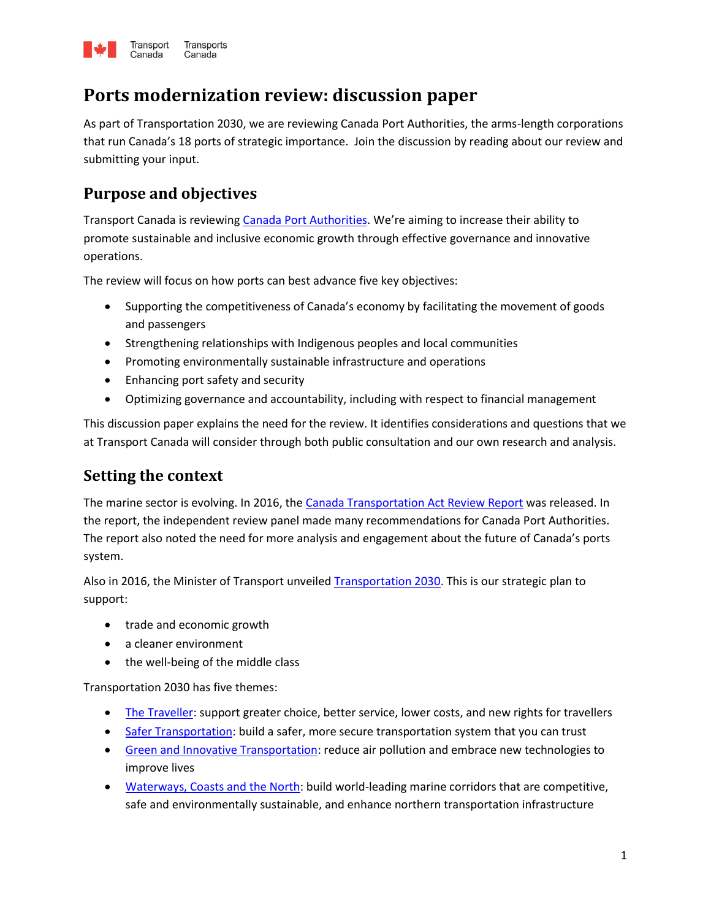# Ports modernization review: discussion paper

As part of Transportation 2030, we are reviewing Canada Port Authorities, the arms-length corporations that run Canada's 18 ports of strategic importance. Join the discussion by reading about our review and submitting your input.

## Purpose and objectives

Transport Canada is reviewing Canada Port Authorities. We're aiming to increase their ability to promote sustainable and inclusive economic growth through effective governance and innovative operations.

The review will focus on how ports can best advance five key objectives:

- Supporting the competitiveness of Canada's economy by facilitating the movement of goods and passengers
- Strengthening relationships with Indigenous peoples and local communities
- Promoting environmentally sustainable infrastructure and operations
- Enhancing port safety and security
- Optimizing governance and accountability, including with respect to financial management

This discussion paper explains the need for the review. It identifies considerations and questions that we at Transport Canada will consider through both public consultation and our own research and analysis.

## Setting the context

The marine sector is evolving. In 2016, the Canada Transportation Act Review Report was released. In the report, the independent review panel made many recommendations for Canada Port Authorities. The report also noted the need for more analysis and engagement about the future of Canada's ports system.

Also in 2016, the Minister of Transport unveiled Transportation 2030. This is our strategic plan to support:

- trade and economic growth
- a cleaner environment
- the well-being of the middle class

Transportation 2030 has five themes:

- The Traveller: support greater choice, better service, lower costs, and new rights for travellers
- Safer Transportation: build a safer, more secure transportation system that you can trust
- Green and Innovative Transportation: reduce air pollution and embrace new technologies to improve lives
- Waterways, Coasts and the North: build world-leading marine corridors that are competitive, safe and environmentally sustainable, and enhance northern transportation infrastructure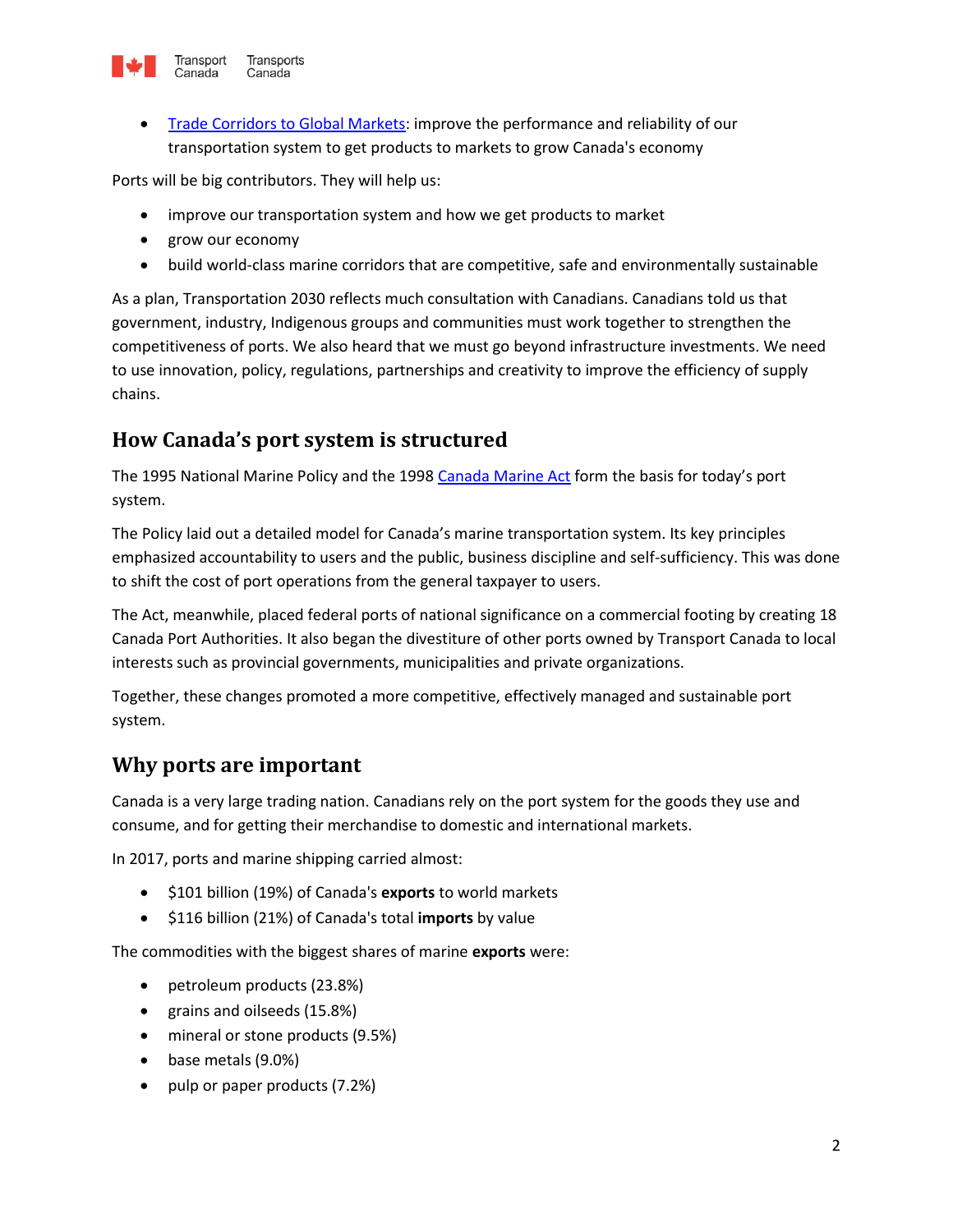- Trade Corridors to Global Markets: improve the performance and reliability of our transportation system to get products to markets to grow Canada's economy

Ports will be big contributors. They will help us:

- improve our transportation system and how we get products to market
- grow our economy
- build world-class marine corridors that are competitive, safe and environmentally sustainable

As a plan, Transportation 2030 reflects much consultation with Canadians. Canadians told us that government, industry, Indigenous groups and communities must work together to strengthen the competitiveness of ports. We also heard that we must go beyond infrastructure investments. We need to use innovation, policy, regulations, partnerships and creativity to improve the efficiency of supply chains.

## How Canada's port system is structured

The 1995 National Marine Policy and the 1998 Canada Marine Act form the basis for today's port system.

The Policy laid out a detailed model for Canada's marine transportation system. Its key principles emphasized accountability to users and the public, business discipline and self-sufficiency. This was done to shift the cost of port operations from the general taxpayer to users.

The Act, meanwhile, placed federal ports of national significance on a commercial footing by creating 18 Canada Port Authorities. It also began the divestiture of other ports owned by Transport Canada to local interests such as provincial governments, municipalities and private organizations.

Together, these changes promoted a more competitive, effectively managed and sustainable port system.

## Why ports are important

Canada is a very large trading nation. Canadians rely on the port system for the goods they use and consume, and for getting their merchandise to domestic and international markets.

In 2017, ports and marine shipping carried almost:

- \$101 billion (19%) of Canada's **exports** to world markets
- \$116 billion (21%) of Canada's total **imports** by value

The commodities with the biggest shares of marine **exports** were:

- petroleum products (23.8%)
- grains and oilseeds (15.8%)
- mineral or stone products (9.5%)
- base metals (9.0%)
- pulp or paper products (7.2%)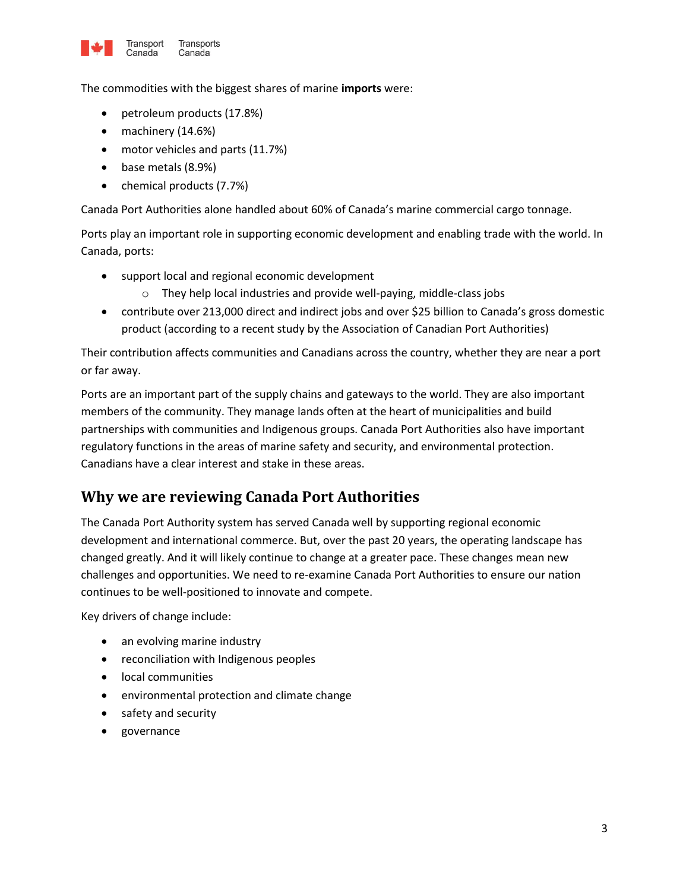The commodities with the biggest shares of marine **imports** were:

- petroleum products (17.8%)
- machinery (14.6%)
- motor vehicles and parts (11.7%)
- base metals (8.9%)
- chemical products (7.7%)

Canada Port Authorities alone handled about 60% of Canada's marine commercial cargo tonnage.

Ports play an important role in supporting economic development and enabling trade with the world. In Canada, ports:

- support local and regional economic development
    - They help local industries and provide well-paying, middle-class jobs
- contribute over 213,000 direct and indirect jobs and over $25 billion to Canada's gross domestic product (according to a recent study by the Association of Canadian Port Authorities)

Their contribution affects communities and Canadians across the country, whether they are near a port or far away.

Ports are an important part of the supply chains and gateways to the world. They are also important members of the community. They manage lands often at the heart of municipalities and build partnerships with communities and Indigenous groups. Canada Port Authorities also have important regulatory functions in the areas of marine safety and security, and environmental protection. Canadians have a clear interest and stake in these areas.

## Why we are reviewing Canada Port Authorities

The Canada Port Authority system has served Canada well by supporting regional economic development and international commerce. But, over the past 20 years, the operating landscape has changed greatly. And it will likely continue to change at a greater pace. These changes mean new challenges and opportunities. We need to re-examine Canada Port Authorities to ensure our nation continues to be well-positioned to innovate and compete.

Key drivers of change include:

- an evolving marine industry
- reconciliation with Indigenous peoples
- local communities
- environmental protection and climate change
- safety and security
- governance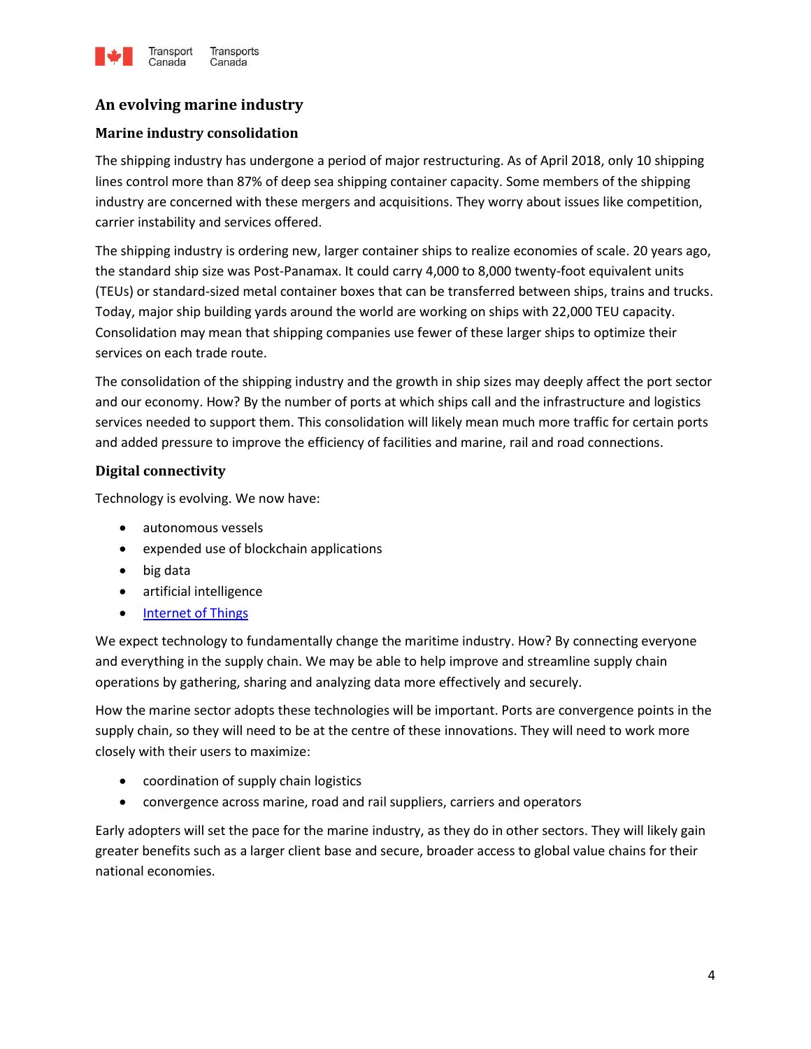## An evolving marine industry

### Marine industry consolidation

The shipping industry has undergone a period of major restructuring. As of April 2018, only 10 shipping lines control more than 87% of deep sea shipping container capacity. Some members of the shipping industry are concerned with these mergers and acquisitions. They worry about issues like competition, carrier instability and services offered.

The shipping industry is ordering new, larger container ships to realize economies of scale. 20 years ago, the standard ship size was Post-Panamax. It could carry 4,000 to 8,000 twenty-foot equivalent units (TEUs) or standard-sized metal container boxes that can be transferred between ships, trains and trucks. Today, major ship building yards around the world are working on ships with 22,000 TEU capacity. Consolidation may mean that shipping companies use fewer of these larger ships to optimize their services on each trade route.

The consolidation of the shipping industry and the growth in ship sizes may deeply affect the port sector and our economy. How? By the number of ports at which ships call and the infrastructure and logistics services needed to support them. This consolidation will likely mean much more traffic for certain ports and added pressure to improve the efficiency of facilities and marine, rail and road connections.

### Digital connectivity

Technology is evolving. We now have:

- autonomous vessels
- expended use of blockchain applications
- big data
- artificial intelligence
- Internet of Things

We expect technology to fundamentally change the maritime industry. How? By connecting everyone and everything in the supply chain. We may be able to help improve and streamline supply chain operations by gathering, sharing and analyzing data more effectively and securely.

How the marine sector adopts these technologies will be important. Ports are convergence points in the supply chain, so they will need to be at the centre of these innovations. They will need to work more closely with their users to maximize:

- coordination of supply chain logistics
- convergence across marine, road and rail suppliers, carriers and operators

Early adopters will set the pace for the marine industry, as they do in other sectors. They will likely gain greater benefits such as a larger client base and secure, broader access to global value chains for their national economies.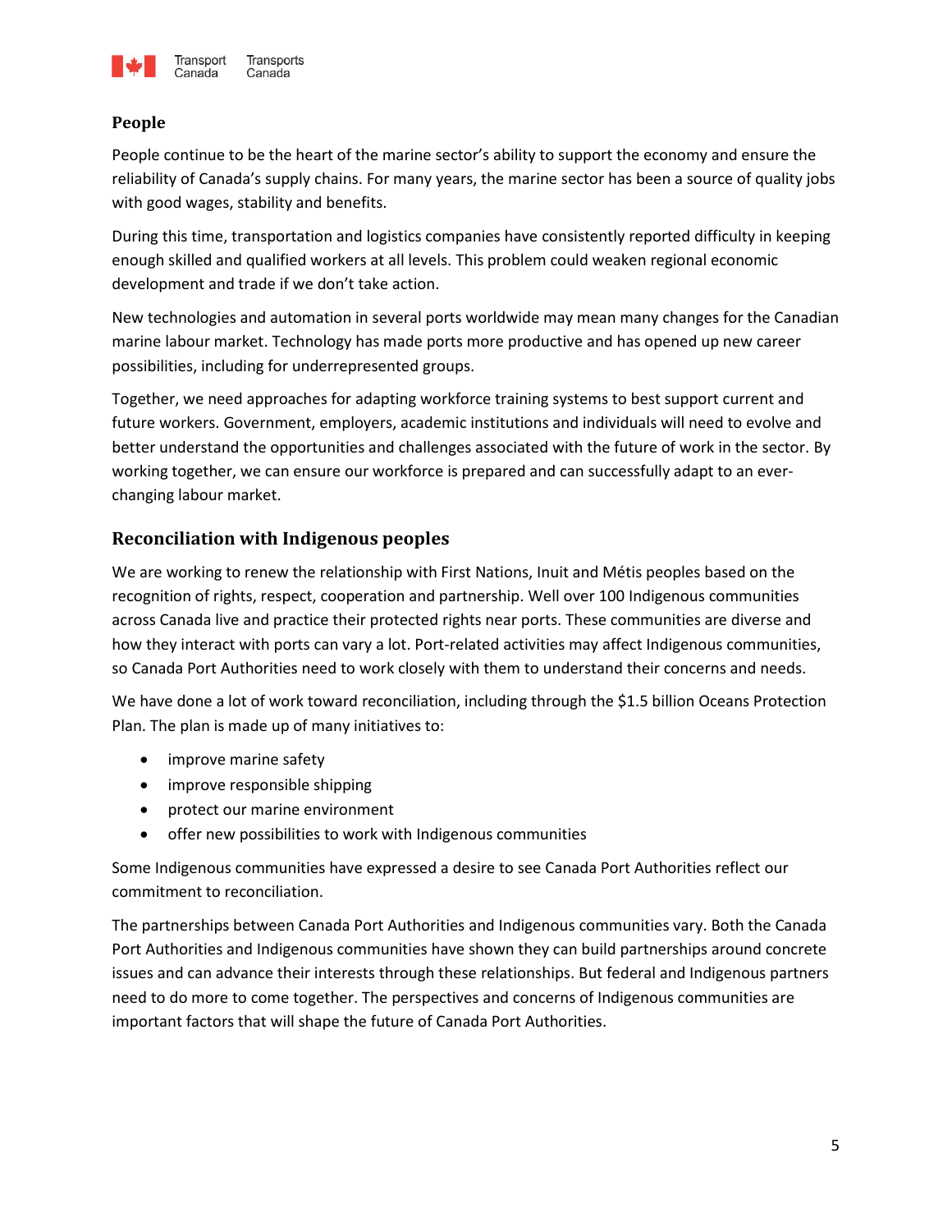### People

People continue to be the heart of the marine sector's ability to support the economy and ensure the reliability of Canada's supply chains. For many years, the marine sector has been a source of quality jobs with good wages, stability and benefits.

During this time, transportation and logistics companies have consistently reported difficulty in keeping enough skilled and qualified workers at all levels. This problem could weaken regional economic development and trade if we don't take action.

New technologies and automation in several ports worldwide may mean many changes for the Canadian marine labour market. Technology has made ports more productive and has opened up new career possibilities, including for underrepresented groups.

Together, we need approaches for adapting workforce training systems to best support current and future workers. Government, employers, academic institutions and individuals will need to evolve and better understand the opportunities and challenges associated with the future of work in the sector. By working together, we can ensure our workforce is prepared and can successfully adapt to an ever-changing labour market.

## Reconciliation with Indigenous peoples

We are working to renew the relationship with First Nations, Inuit and Métis peoples based on the recognition of rights, respect, cooperation and partnership. Well over 100 Indigenous communities across Canada live and practice their protected rights near ports. These communities are diverse and how they interact with ports can vary a lot. Port-related activities may affect Indigenous communities, so Canada Port Authorities need to work closely with them to understand their concerns and needs.

We have done a lot of work toward reconciliation, including through the $1.5 billion Oceans Protection Plan. The plan is made up of many initiatives to:

- improve marine safety
- improve responsible shipping
- protect our marine environment
- offer new possibilities to work with Indigenous communities

Some Indigenous communities have expressed a desire to see Canada Port Authorities reflect our commitment to reconciliation.

The partnerships between Canada Port Authorities and Indigenous communities vary. Both the Canada Port Authorities and Indigenous communities have shown they can build partnerships around concrete issues and can advance their interests through these relationships. But federal and Indigenous partners need to do more to come together. The perspectives and concerns of Indigenous communities are important factors that will shape the future of Canada Port Authorities.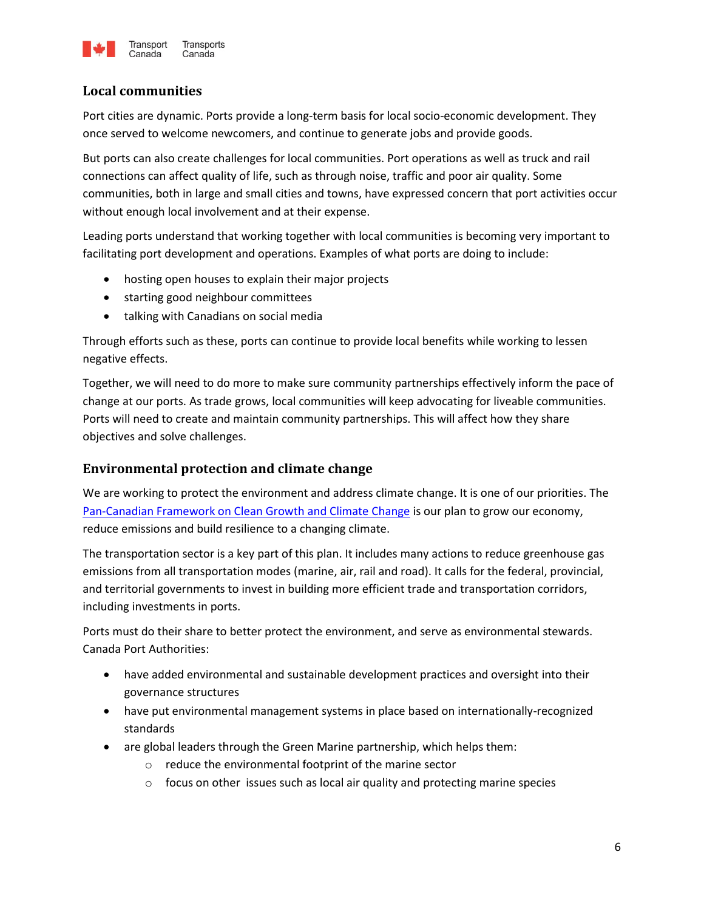## Local communities

Port cities are dynamic. Ports provide a long-term basis for local socio-economic development. They once served to welcome newcomers, and continue to generate jobs and provide goods.

But ports can also create challenges for local communities. Port operations as well as truck and rail connections can affect quality of life, such as through noise, traffic and poor air quality. Some communities, both in large and small cities and towns, have expressed concern that port activities occur without enough local involvement and at their expense.

Leading ports understand that working together with local communities is becoming very important to facilitating port development and operations. Examples of what ports are doing to include:

- hosting open houses to explain their major projects
- starting good neighbour committees
- talking with Canadians on social media

Through efforts such as these, ports can continue to provide local benefits while working to lessen negative effects.

Together, we will need to do more to make sure community partnerships effectively inform the pace of change at our ports. As trade grows, local communities will keep advocating for liveable communities. Ports will need to create and maintain community partnerships. This will affect how they share objectives and solve challenges.

## Environmental protection and climate change

We are working to protect the environment and address climate change. It is one of our priorities. The Pan-Canadian Framework on Clean Growth and Climate Change is our plan to grow our economy, reduce emissions and build resilience to a changing climate.

The transportation sector is a key part of this plan. It includes many actions to reduce greenhouse gas emissions from all transportation modes (marine, air, rail and road). It calls for the federal, provincial, and territorial governments to invest in building more efficient trade and transportation corridors, including investments in ports.

Ports must do their share to better protect the environment, and serve as environmental stewards. Canada Port Authorities:

- have added environmental and sustainable development practices and oversight into their governance structures
- have put environmental management systems in place based on internationally-recognized standards
- are global leaders through the Green Marine partnership, which helps them:
  - reduce the environmental footprint of the marine sector
  - focus on other issues such as local air quality and protecting marine species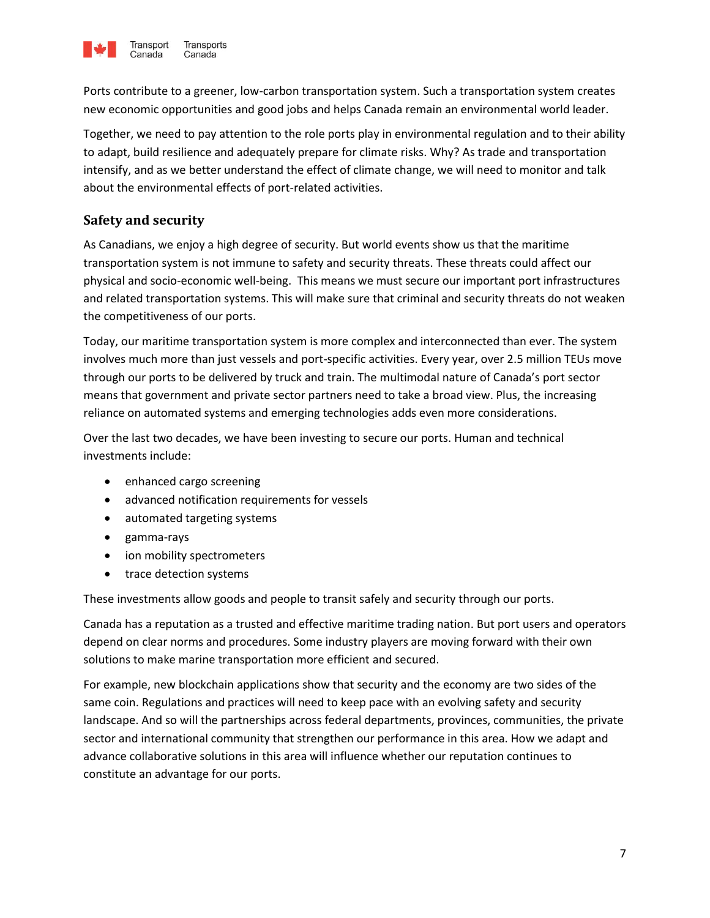Ports contribute to a greener, low-carbon transportation system. Such a transportation system creates new economic opportunities and good jobs and helps Canada remain an environmental world leader.

Together, we need to pay attention to the role ports play in environmental regulation and to their ability to adapt, build resilience and adequately prepare for climate risks. Why? As trade and transportation intensify, and as we better understand the effect of climate change, we will need to monitor and talk about the environmental effects of port-related activities.

## Safety and security

As Canadians, we enjoy a high degree of security. But world events show us that the maritime transportation system is not immune to safety and security threats. These threats could affect our physical and socio-economic well-being. This means we must secure our important port infrastructures and related transportation systems. This will make sure that criminal and security threats do not weaken the competitiveness of our ports.

Today, our maritime transportation system is more complex and interconnected than ever. The system involves much more than just vessels and port-specific activities. Every year, over 2.5 million TEUs move through our ports to be delivered by truck and train. The multimodal nature of Canada's port sector means that government and private sector partners need to take a broad view. Plus, the increasing reliance on automated systems and emerging technologies adds even more considerations.

Over the last two decades, we have been investing to secure our ports. Human and technical investments include:

- enhanced cargo screening
- advanced notification requirements for vessels
- automated targeting systems
- gamma-rays
- ion mobility spectrometers
- trace detection systems

These investments allow goods and people to transit safely and security through our ports.

Canada has a reputation as a trusted and effective maritime trading nation. But port users and operators depend on clear norms and procedures. Some industry players are moving forward with their own solutions to make marine transportation more efficient and secured.

For example, new blockchain applications show that security and the economy are two sides of the same coin. Regulations and practices will need to keep pace with an evolving safety and security landscape. And so will the partnerships across federal departments, provinces, communities, the private sector and international community that strengthen our performance in this area. How we adapt and advance collaborative solutions in this area will influence whether our reputation continues to constitute an advantage for our ports.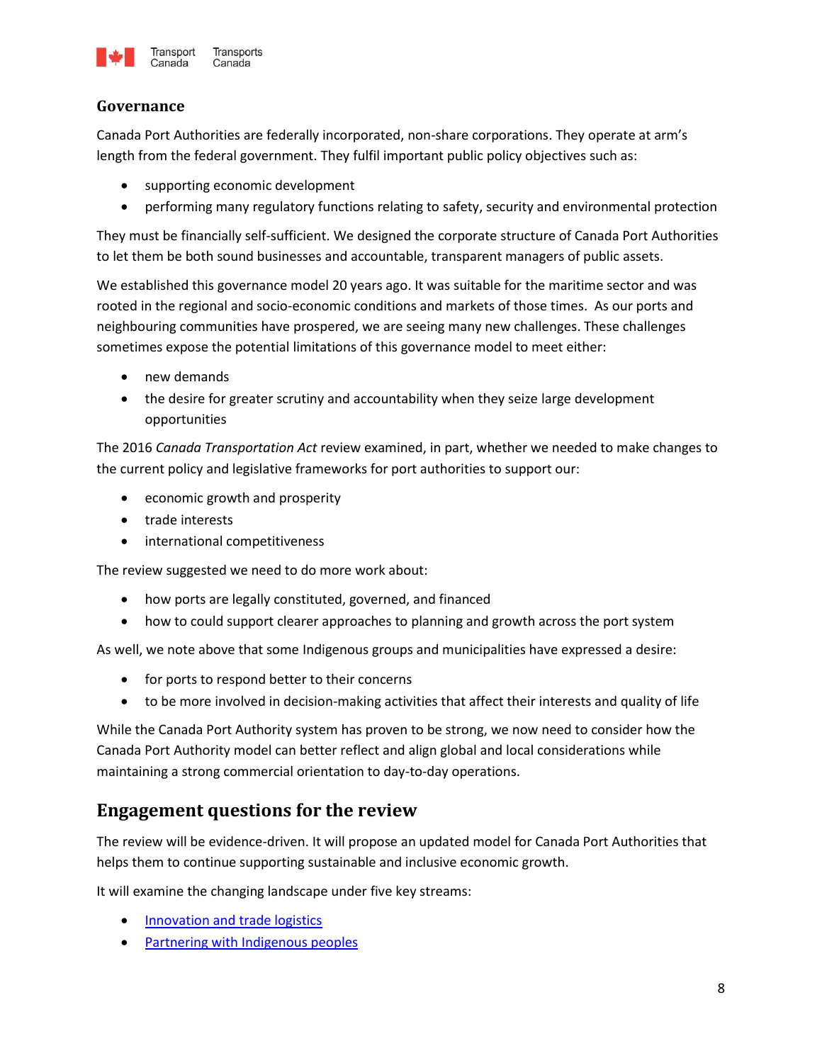### Governance

Canada Port Authorities are federally incorporated, non-share corporations. They operate at arm's length from the federal government. They fulfil important public policy objectives such as:

- supporting economic development
- performing many regulatory functions relating to safety, security and environmental protection

They must be financially self-sufficient. We designed the corporate structure of Canada Port Authorities to let them be both sound businesses and accountable, transparent managers of public assets.

We established this governance model 20 years ago. It was suitable for the maritime sector and was rooted in the regional and socio-economic conditions and markets of those times. As our ports and neighbouring communities have prospered, we are seeing many new challenges. These challenges sometimes expose the potential limitations of this governance model to meet either:

- new demands
- the desire for greater scrutiny and accountability when they seize large development opportunities

The 2016 *Canada Transportation Act* review examined, in part, whether we needed to make changes to the current policy and legislative frameworks for port authorities to support our:

- economic growth and prosperity
- trade interests
- international competitiveness

The review suggested we need to do more work about:

- how ports are legally constituted, governed, and financed
- how to could support clearer approaches to planning and growth across the port system

As well, we note above that some Indigenous groups and municipalities have expressed a desire:

- for ports to respond better to their concerns
- to be more involved in decision-making activities that affect their interests and quality of life

While the Canada Port Authority system has proven to be strong, we now need to consider how the Canada Port Authority model can better reflect and align global and local considerations while maintaining a strong commercial orientation to day-to-day operations.

## Engagement questions for the review

The review will be evidence-driven. It will propose an updated model for Canada Port Authorities that helps them to continue supporting sustainable and inclusive economic growth.

It will examine the changing landscape under five key streams:

- Innovation and trade logistics
- Partnering with Indigenous peoples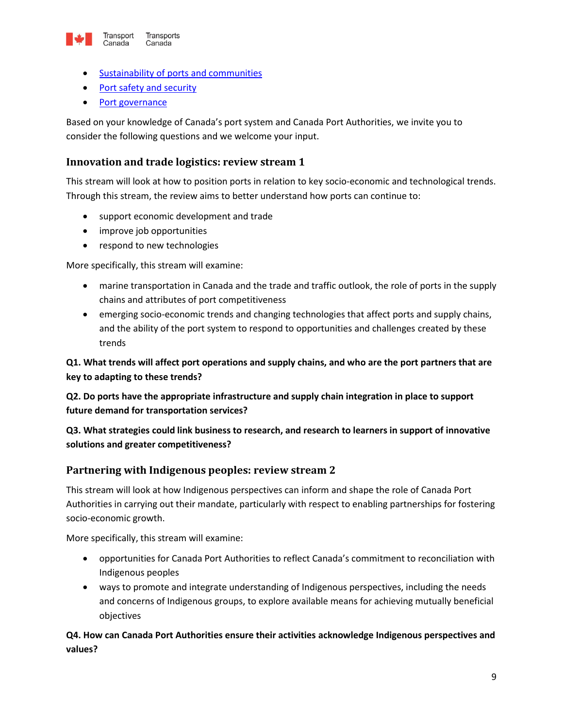- Sustainability of ports and communities
- Port safety and security
- Port governance

Based on your knowledge of Canada's port system and Canada Port Authorities, we invite you to consider the following questions and we welcome your input.

## Innovation and trade logistics: review stream 1

This stream will look at how to position ports in relation to key socio-economic and technological trends. Through this stream, the review aims to better understand how ports can continue to:

- support economic development and trade
- improve job opportunities
- respond to new technologies

More specifically, this stream will examine:

- marine transportation in Canada and the trade and traffic outlook, the role of ports in the supply chains and attributes of port competitiveness
- emerging socio-economic trends and changing technologies that affect ports and supply chains, and the ability of the port system to respond to opportunities and challenges created by these trends

**Q1. What trends will affect port operations and supply chains, and who are the port partners that are key to adapting to these trends?**

**Q2. Do ports have the appropriate infrastructure and supply chain integration in place to support future demand for transportation services?**

**Q3. What strategies could link business to research, and research to learners in support of innovative solutions and greater competitiveness?**

## Partnering with Indigenous peoples: review stream 2

This stream will look at how Indigenous perspectives can inform and shape the role of Canada Port Authorities in carrying out their mandate, particularly with respect to enabling partnerships for fostering socio-economic growth.

More specifically, this stream will examine:

- opportunities for Canada Port Authorities to reflect Canada's commitment to reconciliation with Indigenous peoples
- ways to promote and integrate understanding of Indigenous perspectives, including the needs and concerns of Indigenous groups, to explore available means for achieving mutually beneficial objectives

**Q4. How can Canada Port Authorities ensure their activities acknowledge Indigenous perspectives and values?**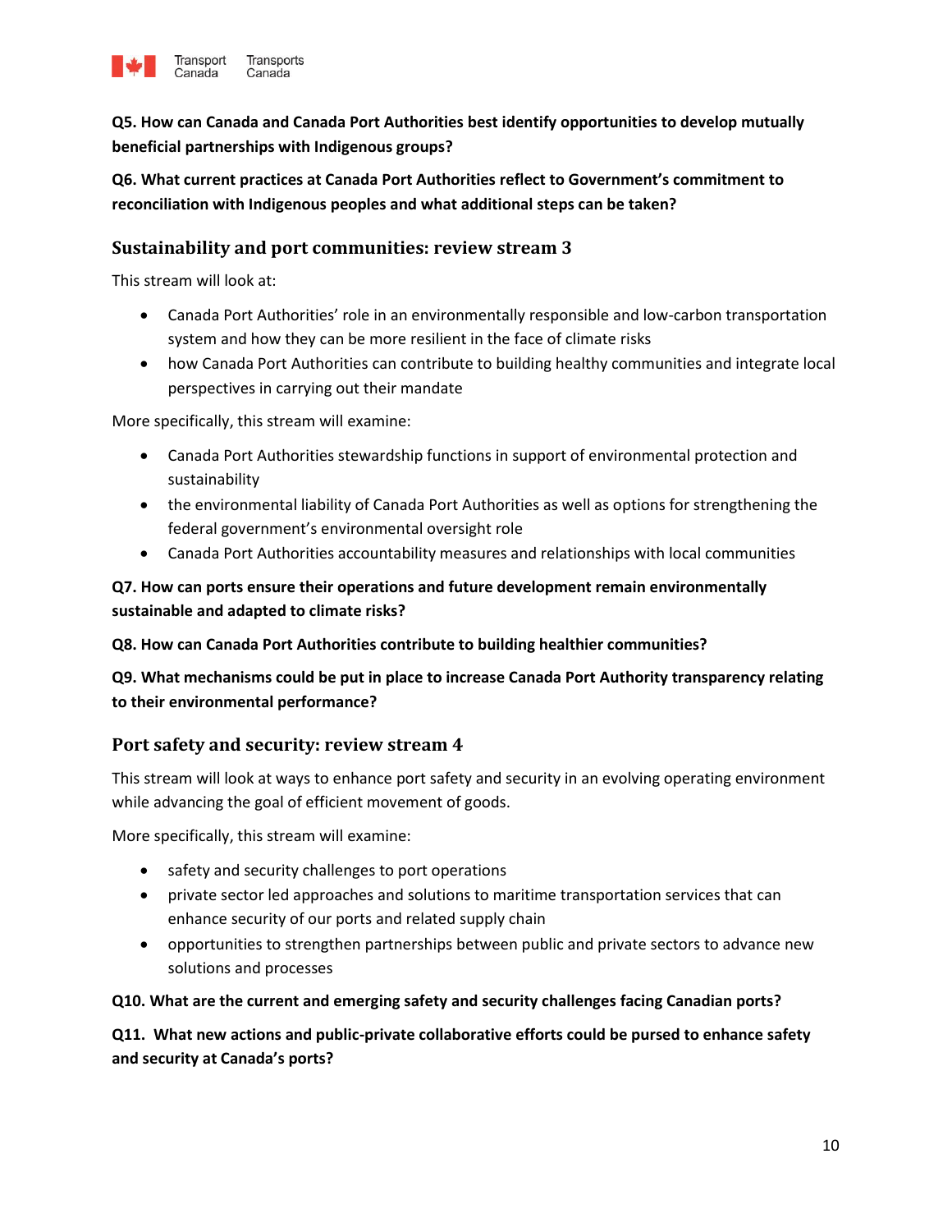**Q5. How can Canada and Canada Port Authorities best identify opportunities to develop mutually beneficial partnerships with Indigenous groups?**

**Q6. What current practices at Canada Port Authorities reflect to Government's commitment to reconciliation with Indigenous peoples and what additional steps can be taken?**

## Sustainability and port communities: review stream 3

This stream will look at:

- Canada Port Authorities' role in an environmentally responsible and low-carbon transportation system and how they can be more resilient in the face of climate risks
- how Canada Port Authorities can contribute to building healthy communities and integrate local perspectives in carrying out their mandate

More specifically, this stream will examine:

- Canada Port Authorities stewardship functions in support of environmental protection and sustainability
- the environmental liability of Canada Port Authorities as well as options for strengthening the federal government's environmental oversight role
- Canada Port Authorities accountability measures and relationships with local communities

**Q7. How can ports ensure their operations and future development remain environmentally sustainable and adapted to climate risks?**

**Q8. How can Canada Port Authorities contribute to building healthier communities?**

**Q9. What mechanisms could be put in place to increase Canada Port Authority transparency relating to their environmental performance?**

## Port safety and security: review stream 4

This stream will look at ways to enhance port safety and security in an evolving operating environment while advancing the goal of efficient movement of goods.

More specifically, this stream will examine:

- safety and security challenges to port operations
- private sector led approaches and solutions to maritime transportation services that can enhance security of our ports and related supply chain
- opportunities to strengthen partnerships between public and private sectors to advance new solutions and processes

**Q10. What are the current and emerging safety and security challenges facing Canadian ports?**

**Q11. What new actions and public-private collaborative efforts could be pursed to enhance safety and security at Canada's ports?**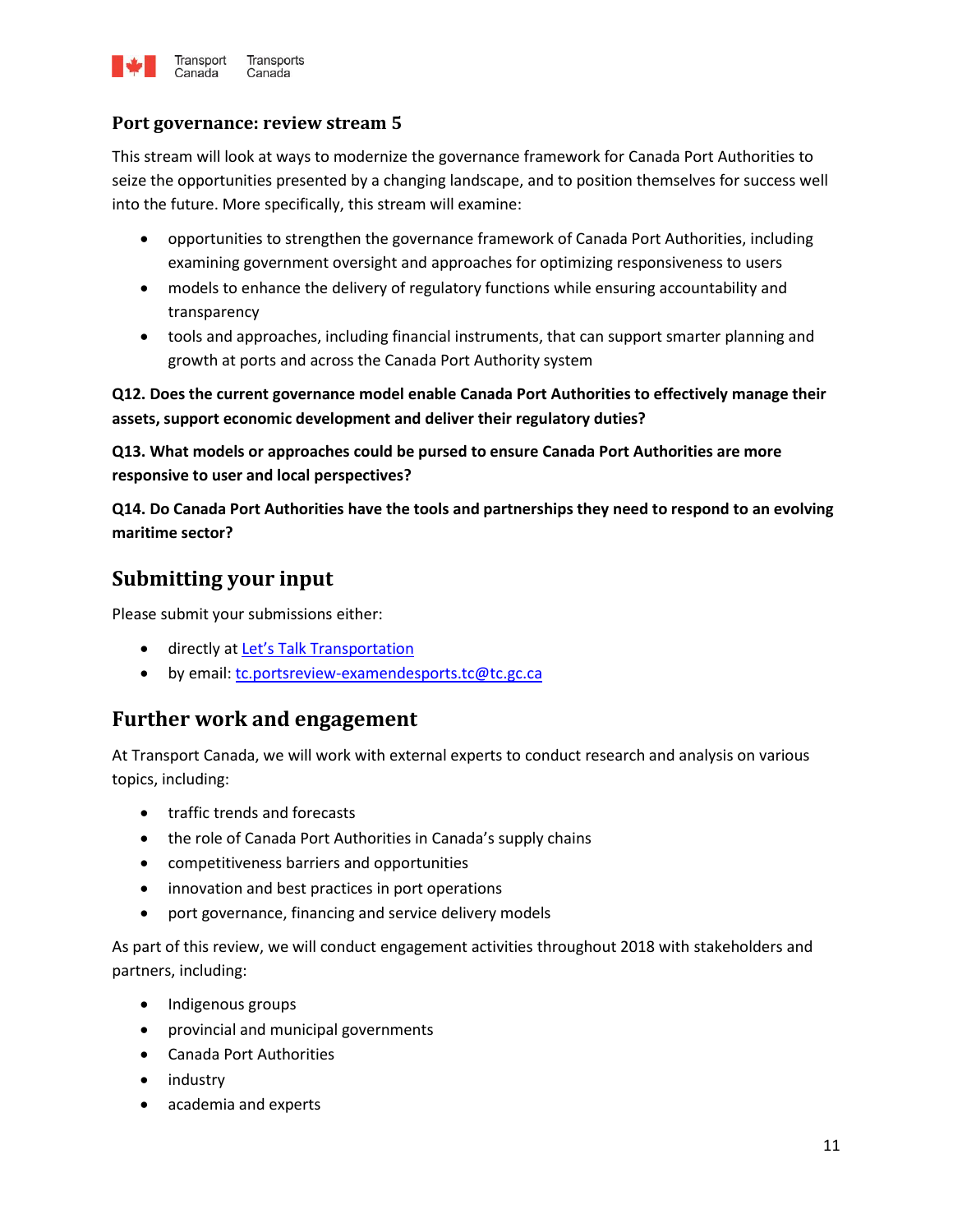### Port governance: review stream 5

This stream will look at ways to modernize the governance framework for Canada Port Authorities to seize the opportunities presented by a changing landscape, and to position themselves for success well into the future. More specifically, this stream will examine:

- opportunities to strengthen the governance framework of Canada Port Authorities, including examining government oversight and approaches for optimizing responsiveness to users
- models to enhance the delivery of regulatory functions while ensuring accountability and transparency
- tools and approaches, including financial instruments, that can support smarter planning and growth at ports and across the Canada Port Authority system

**Q12. Does the current governance model enable Canada Port Authorities to effectively manage their assets, support economic development and deliver their regulatory duties?**

**Q13. What models or approaches could be pursed to ensure Canada Port Authorities are more responsive to user and local perspectives?**

**Q14. Do Canada Port Authorities have the tools and partnerships they need to respond to an evolving maritime sector?**

## Submitting your input

Please submit your submissions either:

- directly at Let's Talk Transportation
- by email: tc.portsreview-examendesports.tc@tc.gc.ca

## Further work and engagement

At Transport Canada, we will work with external experts to conduct research and analysis on various topics, including:

- traffic trends and forecasts
- the role of Canada Port Authorities in Canada's supply chains
- competitiveness barriers and opportunities
- innovation and best practices in port operations
- port governance, financing and service delivery models

As part of this review, we will conduct engagement activities throughout 2018 with stakeholders and partners, including:

- Indigenous groups
- provincial and municipal governments
- Canada Port Authorities
- industry
- academia and experts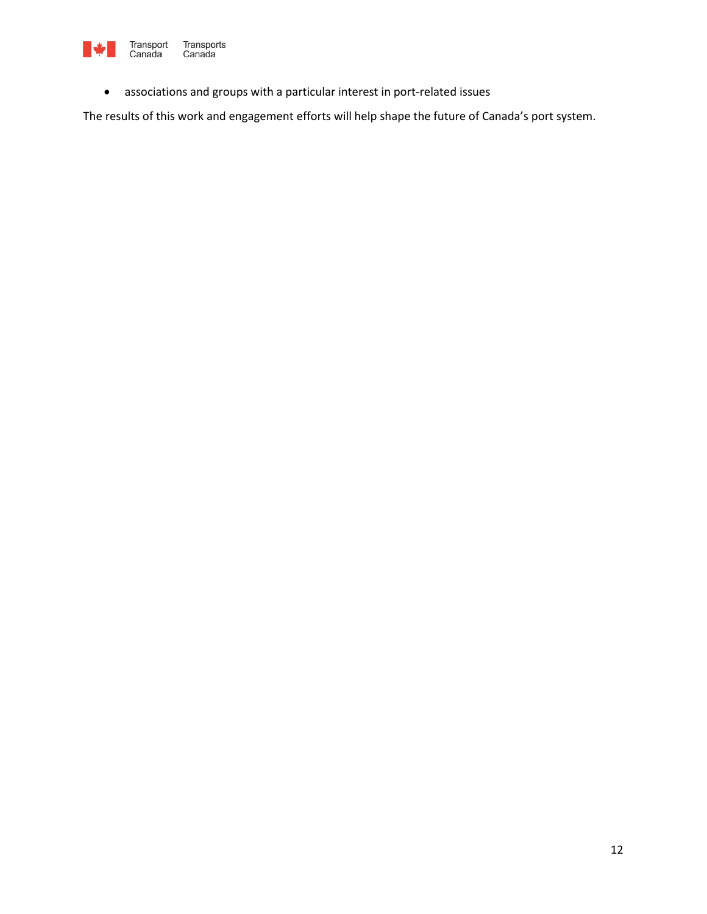- associations and groups with a particular interest in port-related issues

The results of this work and engagement efforts will help shape the future of Canada's port system.